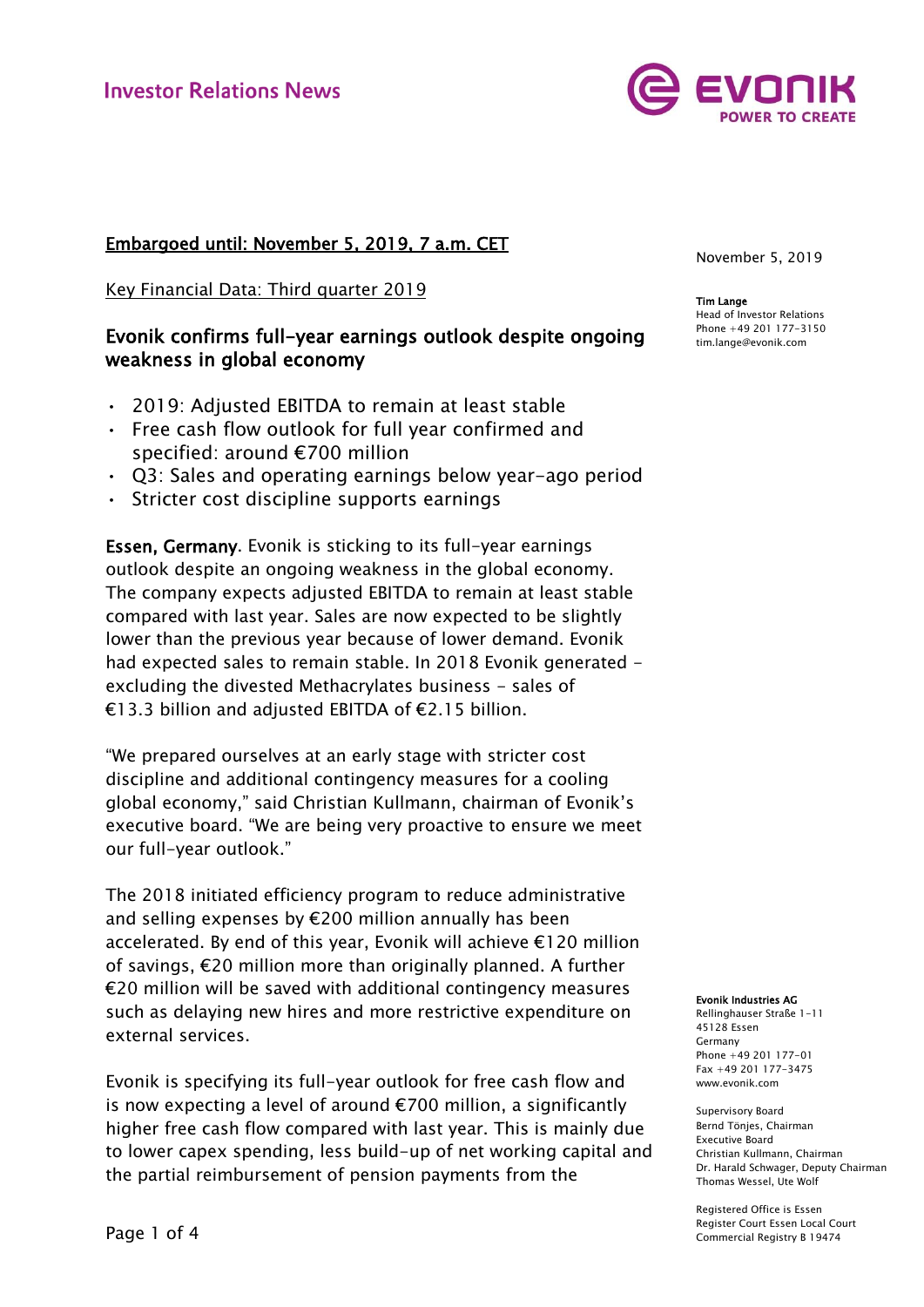Investor Relations News

Embargoed until: November 5, 2019, 7 a.m. CET

Key Financial Data: Third quarter 2019

November 5, 2019

**Tim Lange**
Head of Investor Relations
Phone +49 201 177-3150
tim.lange@evonik.com

# Evonik confirms full-year earnings outlook despite ongoing weakness in global economy

- 2019: Adjusted EBITDA to remain at least stable
- Free cash flow outlook for full year confirmed and specified: around €700 million
- Q3: Sales and operating earnings below year-ago period
- Stricter cost discipline supports earnings

**Essen, Germany**. Evonik is sticking to its full-year earnings outlook despite an ongoing weakness in the global economy. The company expects adjusted EBITDA to remain at least stable compared with last year. Sales are now expected to be slightly lower than the previous year because of lower demand. Evonik had expected sales to remain stable. In 2018 Evonik generated - excluding the divested Methacrylates business - sales of €13.3 billion and adjusted EBITDA of €2.15 billion.

"We prepared ourselves at an early stage with stricter cost discipline and additional contingency measures for a cooling global economy," said Christian Kullmann, chairman of Evonik's executive board. "We are being very proactive to ensure we meet our full-year outlook."

The 2018 initiated efficiency program to reduce administrative and selling expenses by €200 million annually has been accelerated. By end of this year, Evonik will achieve €120 million of savings, €20 million more than originally planned. A further €20 million will be saved with additional contingency measures such as delaying new hires and more restrictive expenditure on external services.

Evonik is specifying its full-year outlook for free cash flow and is now expecting a level of around €700 million, a significantly higher free cash flow compared with last year. This is mainly due to lower capex spending, less build-up of net working capital and the partial reimbursement of pension payments from the

**Evonik Industries AG**
Rellinghauser Straße 1-11
45128 Essen
Germany
Phone +49 201 177-01
Fax +49 201 177-3475
www.evonik.com

Supervisory Board
Bernd Tönjes, Chairman
Executive Board
Christian Kullmann, Chairman
Dr. Harald Schwager, Deputy Chairman
Thomas Wessel, Ute Wolf

Registered Office is Essen
Register Court Essen Local Court
Commercial Registry B 19474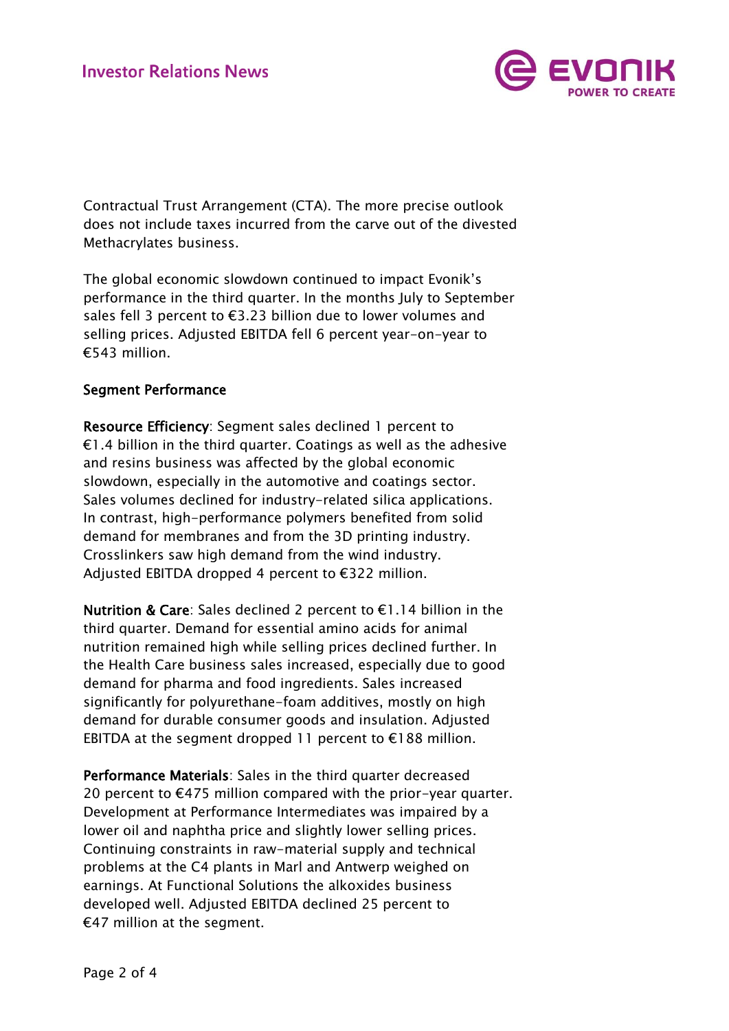Contractual Trust Arrangement (CTA). The more precise outlook does not include taxes incurred from the carve out of the divested Methacrylates business.

The global economic slowdown continued to impact Evonik's performance in the third quarter. In the months July to September sales fell 3 percent to €3.23 billion due to lower volumes and selling prices. Adjusted EBITDA fell 6 percent year-on-year to €543 million.

## Segment Performance

**Resource Efficiency**: Segment sales declined 1 percent to €1.4 billion in the third quarter. Coatings as well as the adhesive and resins business was affected by the global economic slowdown, especially in the automotive and coatings sector. Sales volumes declined for industry-related silica applications. In contrast, high-performance polymers benefited from solid demand for membranes and from the 3D printing industry. Crosslinkers saw high demand from the wind industry. Adjusted EBITDA dropped 4 percent to €322 million.

**Nutrition & Care**: Sales declined 2 percent to €1.14 billion in the third quarter. Demand for essential amino acids for animal nutrition remained high while selling prices declined further. In the Health Care business sales increased, especially due to good demand for pharma and food ingredients. Sales increased significantly for polyurethane-foam additives, mostly on high demand for durable consumer goods and insulation. Adjusted EBITDA at the segment dropped 11 percent to €188 million.

**Performance Materials**: Sales in the third quarter decreased 20 percent to €475 million compared with the prior-year quarter. Development at Performance Intermediates was impaired by a lower oil and naphtha price and slightly lower selling prices. Continuing constraints in raw-material supply and technical problems at the C4 plants in Marl and Antwerp weighed on earnings. At Functional Solutions the alkoxides business developed well. Adjusted EBITDA declined 25 percent to €47 million at the segment.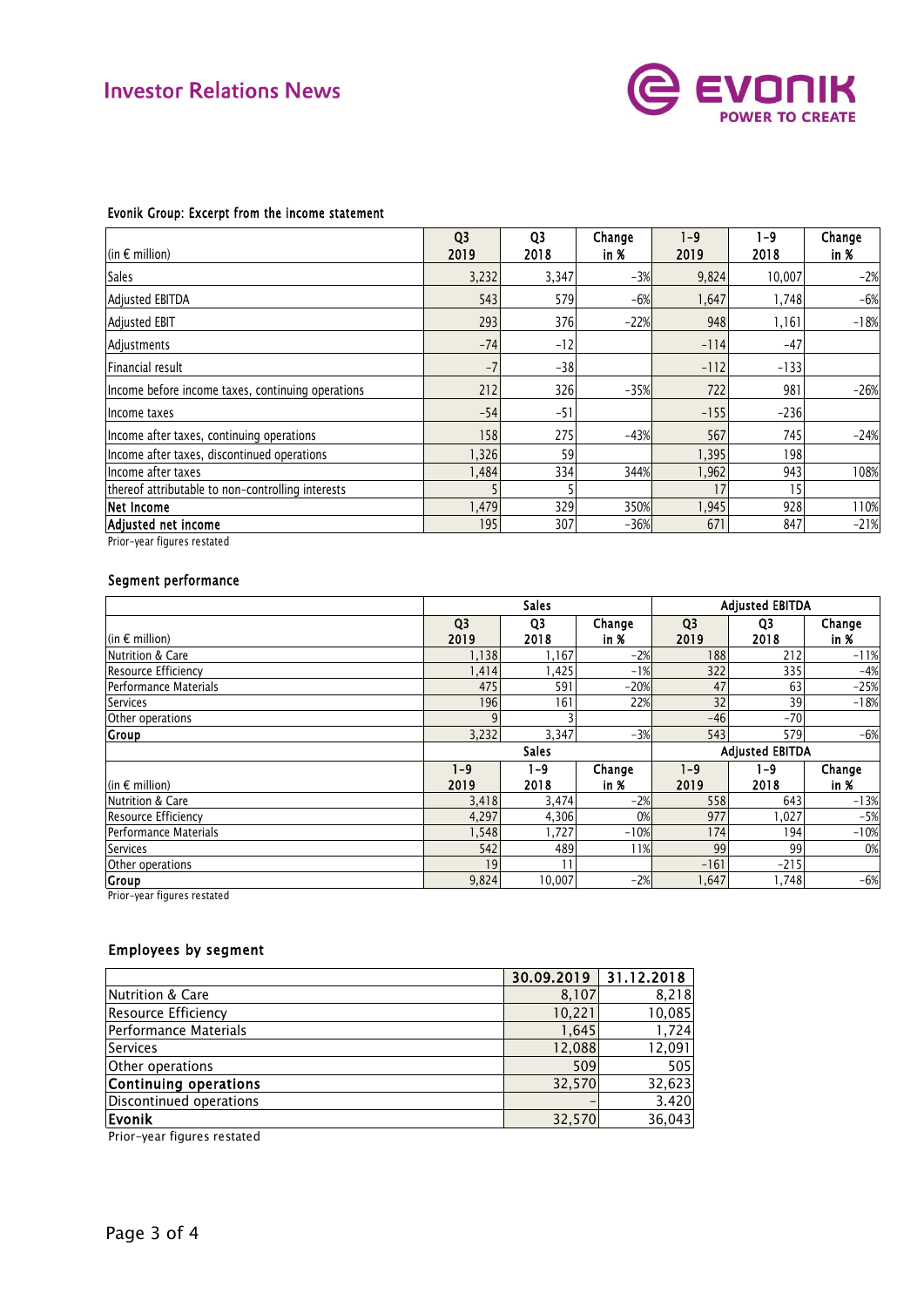### Evonik Group: Excerpt from the income statement

| (in € million) | Q3 2019 | Q3 2018 | Change in % | 1-9 2019 | 1-9 2018 | Change in % |
|---|---|---|---|---|---|---|
| Sales | 3,232 | 3,347 | -3% | 9,824 | 10,007 | -2% |
| Adjusted EBITDA | 543 | 579 | -6% | 1,647 | 1,748 | -6% |
| Adjusted EBIT | 293 | 376 | -22% | 948 | 1,161 | -18% |
| Adjustments | -74 | -12 | | -114 | -47 | |
| Financial result | -7 | -38 | | -112 | -133 | |
| Income before income taxes, continuing operations | 212 | 326 | -35% | 722 | 981 | -26% |
| Income taxes | -54 | -51 | | -155 | -236 | |
| Income after taxes, continuing operations | 158 | 275 | -43% | 567 | 745 | -24% |
| Income after taxes, discontinued operations | 1,326 | 59 | | 1,395 | 198 | |
| Income after taxes | 1,484 | 334 | 344% | 1,962 | 943 | 108% |
| thereof attributable to non-controlling interests | 5 | 5 | | 17 | 15 | |
| **Net Income** | 1,479 | 329 | 350% | 1,945 | 928 | 110% |
| **Adjusted net income** | 195 | 307 | -36% | 671 | 847 | -21% |

Prior-year figures restated

### Segment performance

| | Sales | | | Adjusted EBITDA | | |
|---|---|---|---|---|---|---|
| (in € million) | Q3 2019 | Q3 2018 | Change in % | Q3 2019 | Q3 2018 | Change in % |
| Nutrition & Care | 1,138 | 1,167 | -2% | 188 | 212 | -11% |
| Resource Efficiency | 1,414 | 1,425 | -1% | 322 | 335 | -4% |
| Performance Materials | 475 | 591 | -20% | 47 | 63 | -25% |
| Services | 196 | 161 | 22% | 32 | 39 | -18% |
| Other operations | 9 | 3 | | -46 | -70 | |
| **Group** | 3,232 | 3,347 | -3% | 543 | 579 | -6% |
| | **Sales** | | | **Adjusted EBITDA** | | |
| (in € million) | 1-9 2019 | 1-9 2018 | Change in % | 1-9 2019 | 1-9 2018 | Change in % |
| Nutrition & Care | 3,418 | 3,474 | -2% | 558 | 643 | -13% |
| Resource Efficiency | 4,297 | 4,306 | 0% | 977 | 1,027 | -5% |
| Performance Materials | 1,548 | 1,727 | -10% | 174 | 194 | -10% |
| Services | 542 | 489 | 11% | 99 | 99 | 0% |
| Other operations | 19 | 11 | | -161 | -215 | |
| **Group** | 9,824 | 10,007 | -2% | 1,647 | 1,748 | -6% |

Prior-year figures restated

### Employees by segment

| | 30.09.2019 | 31.12.2018 |
|---|---|---|
| Nutrition & Care | 8,107 | 8,218 |
| Resource Efficiency | 10,221 | 10,085 |
| Performance Materials | 1,645 | 1,724 |
| Services | 12,088 | 12,091 |
| Other operations | 509 | 505 |
| **Continuing operations** | 32,570 | 32,623 |
| Discontinued operations | – | 3.420 |
| **Evonik** | 32,570 | 36,043 |

Prior-year figures restated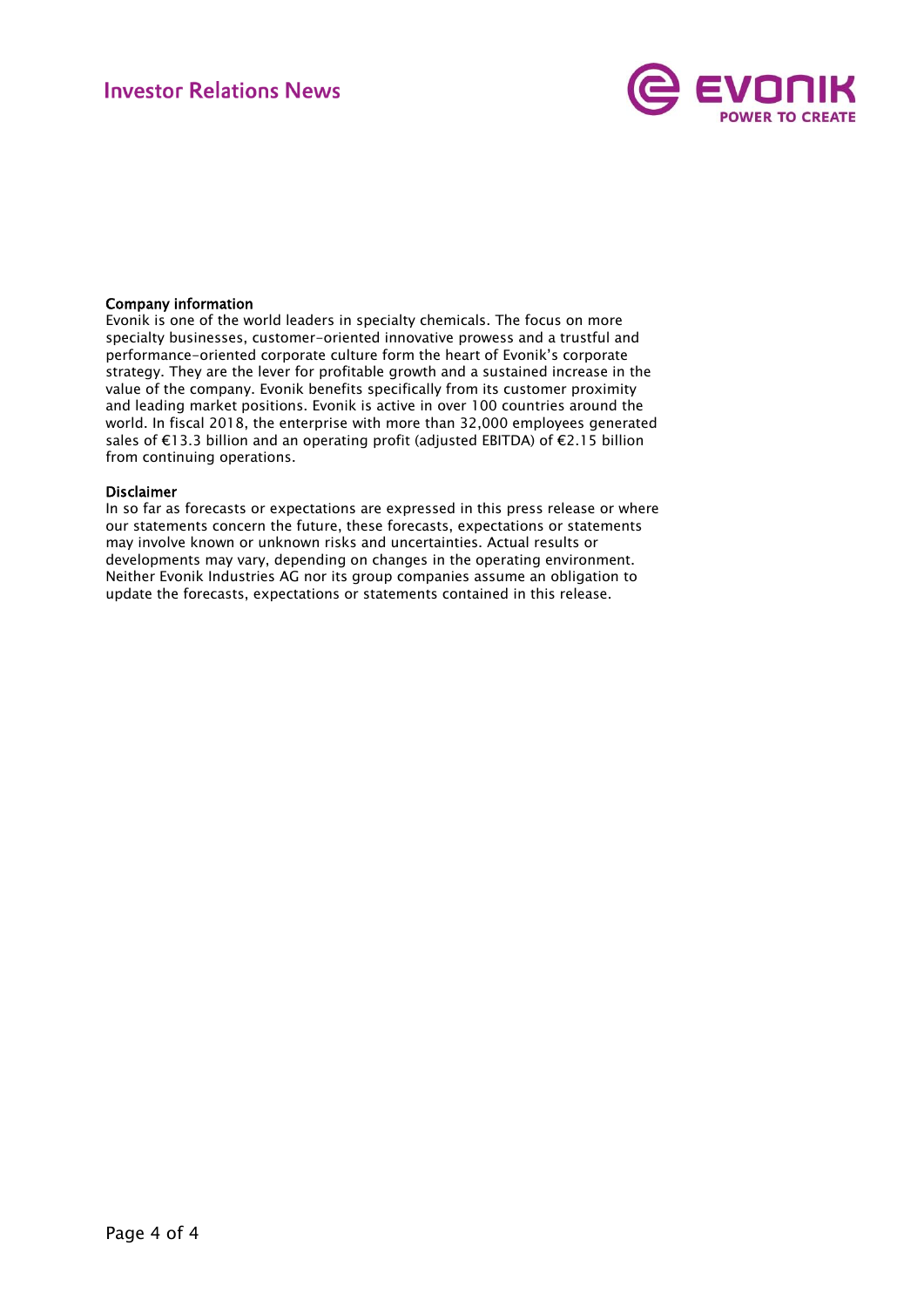**Company information**

Evonik is one of the world leaders in specialty chemicals. The focus on more specialty businesses, customer-oriented innovative prowess and a trustful and performance-oriented corporate culture form the heart of Evonik's corporate strategy. They are the lever for profitable growth and a sustained increase in the value of the company. Evonik benefits specifically from its customer proximity and leading market positions. Evonik is active in over 100 countries around the world. In fiscal 2018, the enterprise with more than 32,000 employees generated sales of €13.3 billion and an operating profit (adjusted EBITDA) of €2.15 billion from continuing operations.

**Disclaimer**

In so far as forecasts or expectations are expressed in this press release or where our statements concern the future, these forecasts, expectations or statements may involve known or unknown risks and uncertainties. Actual results or developments may vary, depending on changes in the operating environment. Neither Evonik Industries AG nor its group companies assume an obligation to update the forecasts, expectations or statements contained in this release.